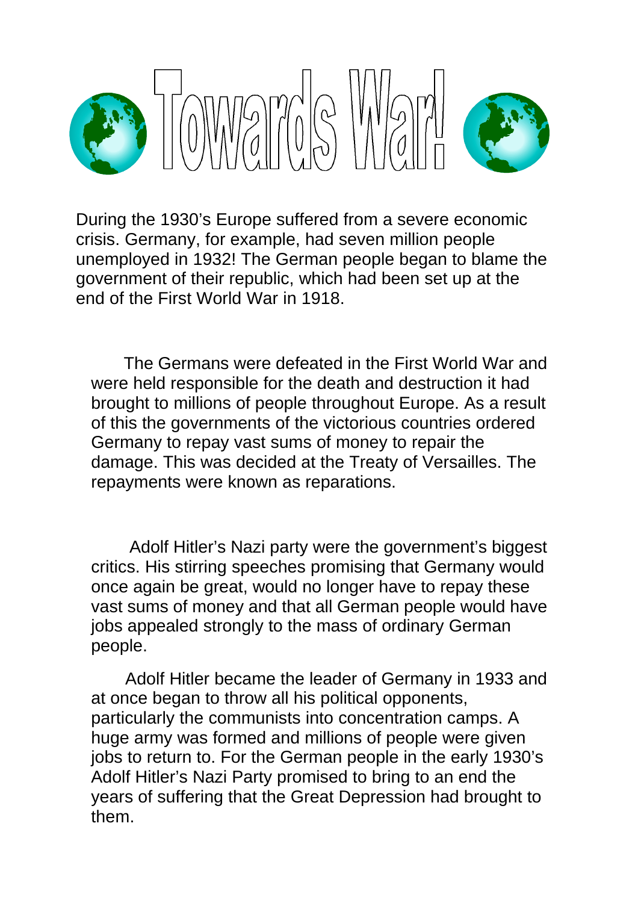# Towards War!

During the 1930's Europe suffered from a severe economic crisis. Germany, for example, had seven million people unemployed in 1932! The German people began to blame the government of their republic, which had been set up at the end of the First World War in 1918.

The Germans were defeated in the First World War and were held responsible for the death and destruction it had brought to millions of people throughout Europe. As a result of this the governments of the victorious countries ordered Germany to repay vast sums of money to repair the damage. This was decided at the Treaty of Versailles. The repayments were known as reparations.

Adolf Hitler's Nazi party were the government's biggest critics. His stirring speeches promising that Germany would once again be great, would no longer have to repay these vast sums of money and that all German people would have jobs appealed strongly to the mass of ordinary German people.

Adolf Hitler became the leader of Germany in 1933 and at once began to throw all his political opponents, particularly the communists into concentration camps. A huge army was formed and millions of people were given jobs to return to. For the German people in the early 1930's Adolf Hitler's Nazi Party promised to bring to an end the years of suffering that the Great Depression had brought to them.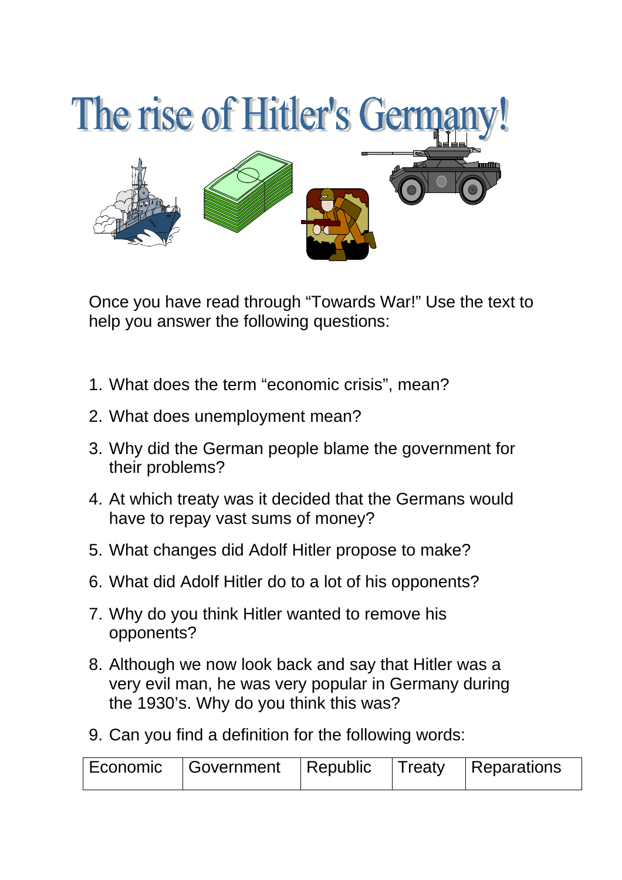# The rise of Hitler's Germany!

Once you have read through "Towards War!" Use the text to help you answer the following questions:

1. What does the term "economic crisis", mean?
2. What does unemployment mean?
3. Why did the German people blame the government for their problems?
4. At which treaty was it decided that the Germans would have to repay vast sums of money?
5. What changes did Adolf Hitler propose to make?
6. What did Adolf Hitler do to a lot of his opponents?
7. Why do you think Hitler wanted to remove his opponents?
8. Although we now look back and say that Hitler was a very evil man, he was very popular in Germany during the 1930's. Why do you think this was?
9. Can you find a definition for the following words:

| Economic | Government | Republic | Treaty | Reparations |
|---|---|---|---|---|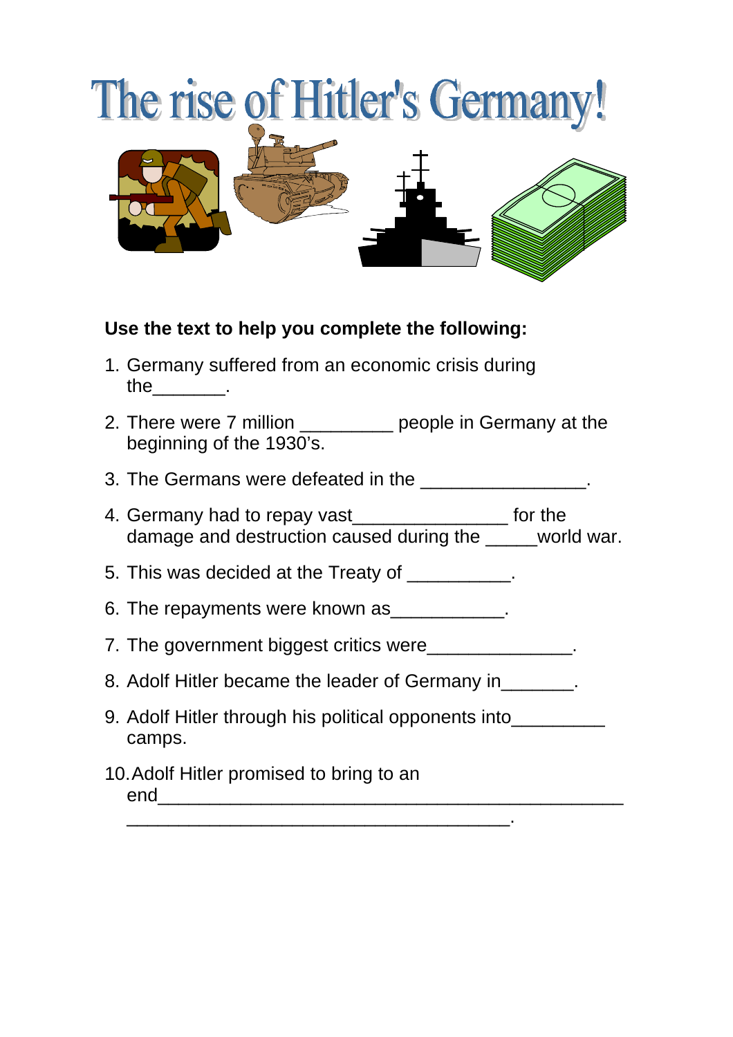# The rise of Hitler's Germany!

**Use the text to help you complete the following:**

1. Germany suffered from an economic crisis during the_______.
2. There were 7 million _________ people in Germany at the beginning of the 1930's.
3. The Germans were defeated in the ________________.
4. Germany had to repay vast_______________ for the damage and destruction caused during the _____world war.
5. This was decided at the Treaty of __________.
6. The repayments were known as___________.
7. The government biggest critics were______________.
8. Adolf Hitler became the leader of Germany in_______.
9. Adolf Hitler through his political opponents into_________ camps.
10. Adolf Hitler promised to bring to an end_______________________________________________ ______________________________________.